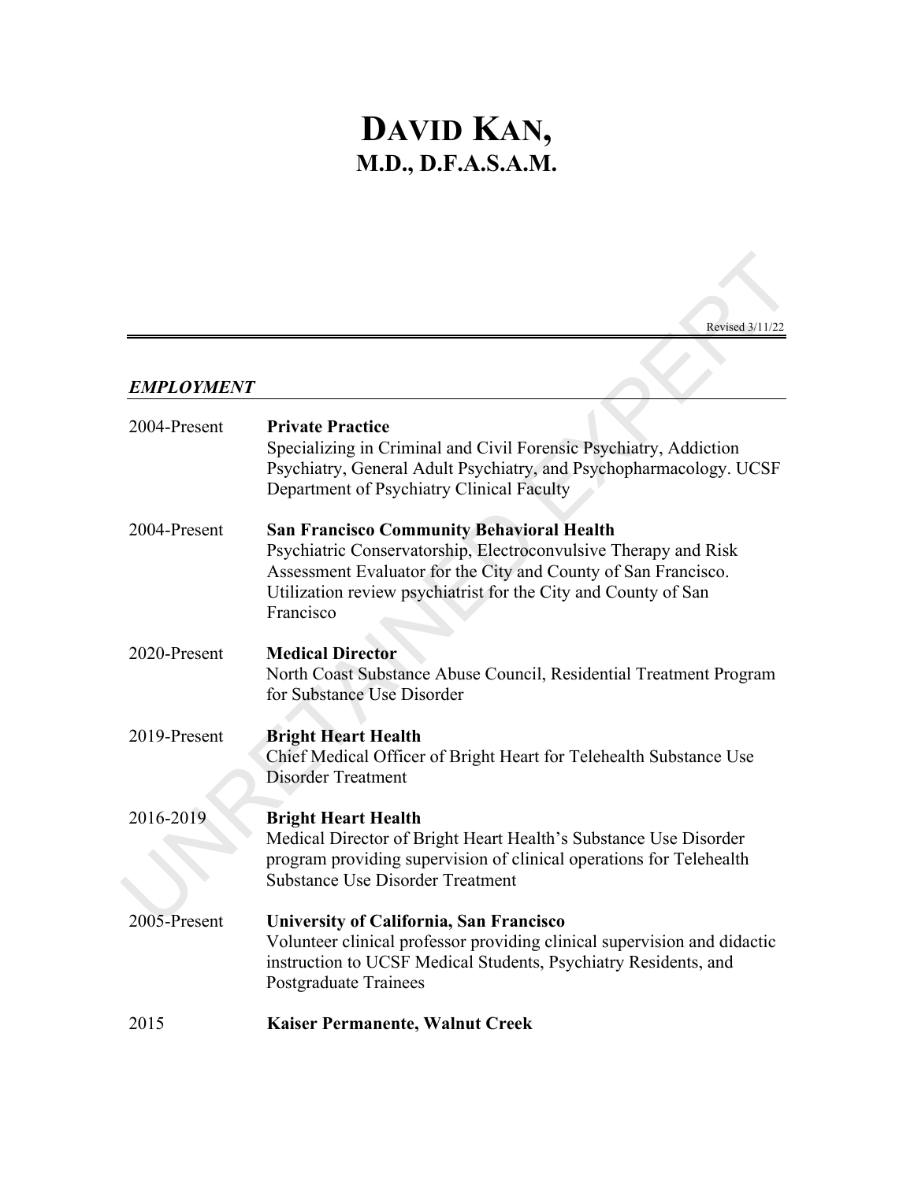# DAVID KAN, M.D., D.F.A.S.A.M.

Revised 3/11/22

## *EMPLOYMENT*

| | |
|---|---|
| 2004-Present | **Private Practice**<br>Specializing in Criminal and Civil Forensic Psychiatry, Addiction Psychiatry, General Adult Psychiatry, and Psychopharmacology. UCSF Department of Psychiatry Clinical Faculty |
| 2004-Present | **San Francisco Community Behavioral Health**<br>Psychiatric Conservatorship, Electroconvulsive Therapy and Risk Assessment Evaluator for the City and County of San Francisco. Utilization review psychiatrist for the City and County of San Francisco |
| 2020-Present | **Medical Director**<br>North Coast Substance Abuse Council, Residential Treatment Program for Substance Use Disorder |
| 2019-Present | **Bright Heart Health**<br>Chief Medical Officer of Bright Heart for Telehealth Substance Use Disorder Treatment |
| 2016-2019 | **Bright Heart Health**<br>Medical Director of Bright Heart Health's Substance Use Disorder program providing supervision of clinical operations for Telehealth Substance Use Disorder Treatment |
| 2005-Present | **University of California, San Francisco**<br>Volunteer clinical professor providing clinical supervision and didactic instruction to UCSF Medical Students, Psychiatry Residents, and Postgraduate Trainees |
| 2015 | **Kaiser Permanente, Walnut Creek** |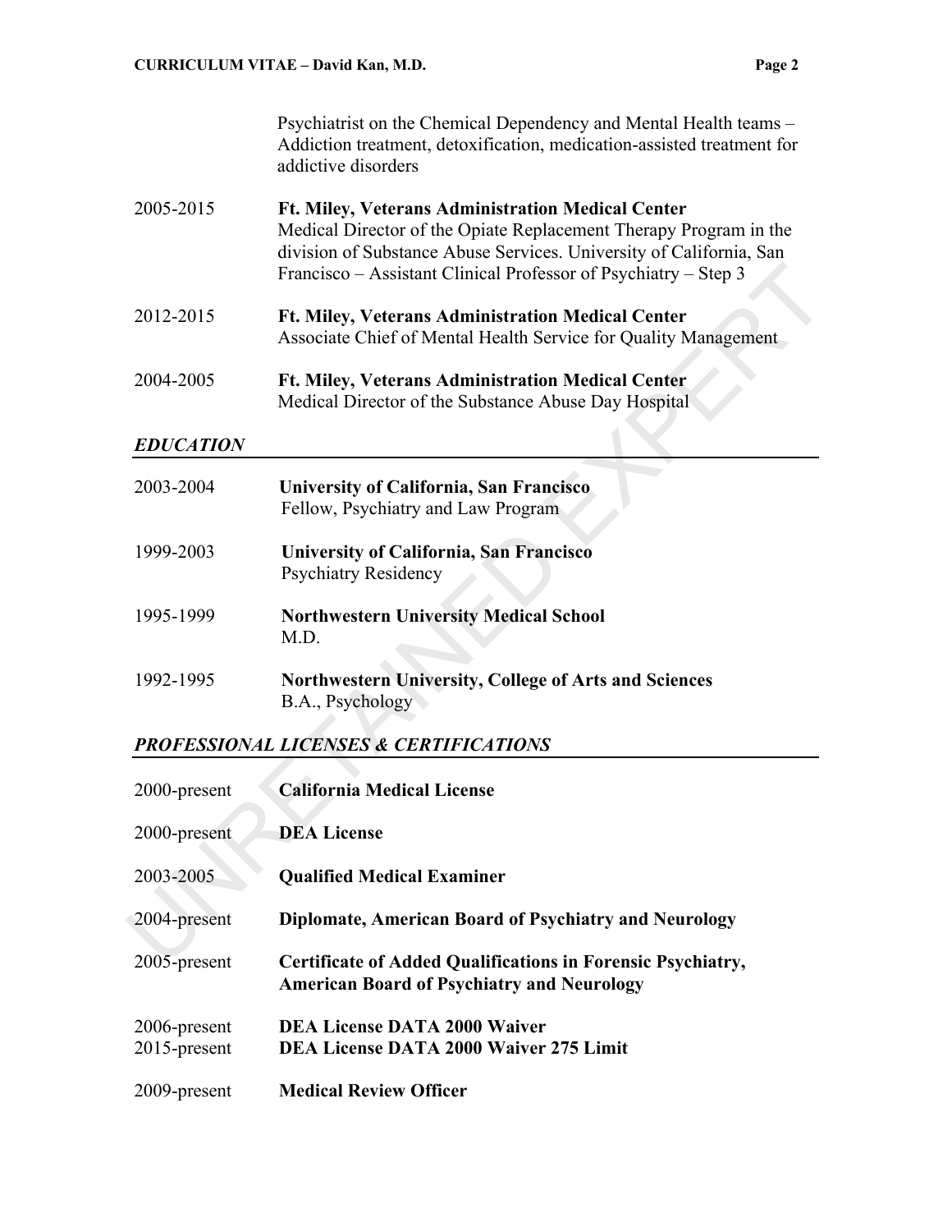Psychiatrist on the Chemical Dependency and Mental Health teams – Addiction treatment, detoxification, medication-assisted treatment for addictive disorders

2005-2015 **Ft. Miley, Veterans Administration Medical Center**
Medical Director of the Opiate Replacement Therapy Program in the division of Substance Abuse Services. University of California, San Francisco – Assistant Clinical Professor of Psychiatry – Step 3

2012-2015 **Ft. Miley, Veterans Administration Medical Center**
Associate Chief of Mental Health Service for Quality Management

2004-2005 **Ft. Miley, Veterans Administration Medical Center**
Medical Director of the Substance Abuse Day Hospital

## *EDUCATION*

2003-2004 **University of California, San Francisco**
Fellow, Psychiatry and Law Program

1999-2003 **University of California, San Francisco**
Psychiatry Residency

1995-1999 **Northwestern University Medical School**
M.D.

1992-1995 **Northwestern University, College of Arts and Sciences**
B.A., Psychology

## *PROFESSIONAL LICENSES & CERTIFICATIONS*

2000-present **California Medical License**

2000-present **DEA License**

2003-2005 **Qualified Medical Examiner**

2004-present **Diplomate, American Board of Psychiatry and Neurology**

2005-present **Certificate of Added Qualifications in Forensic Psychiatry, American Board of Psychiatry and Neurology**

2006-present **DEA License DATA 2000 Waiver**
2015-present **DEA License DATA 2000 Waiver 275 Limit**

2009-present **Medical Review Officer**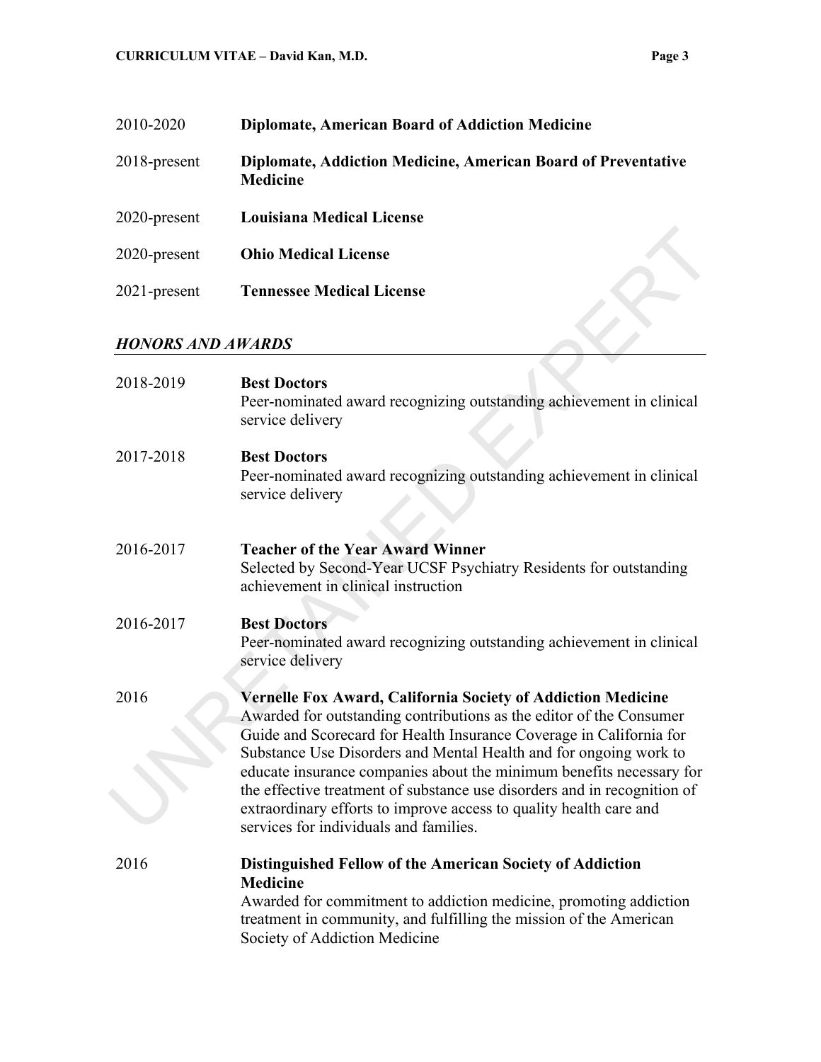2010-2020 **Diplomate, American Board of Addiction Medicine**

2018-present **Diplomate, Addiction Medicine, American Board of Preventative Medicine**

2020-present **Louisiana Medical License**

2020-present **Ohio Medical License**

2021-present **Tennessee Medical License**

## *HONORS AND AWARDS*

2018-2019 **Best Doctors**
Peer-nominated award recognizing outstanding achievement in clinical service delivery

2017-2018 **Best Doctors**
Peer-nominated award recognizing outstanding achievement in clinical service delivery

2016-2017 **Teacher of the Year Award Winner**
Selected by Second-Year UCSF Psychiatry Residents for outstanding achievement in clinical instruction

2016-2017 **Best Doctors**
Peer-nominated award recognizing outstanding achievement in clinical service delivery

2016 **Vernelle Fox Award, California Society of Addiction Medicine**
Awarded for outstanding contributions as the editor of the Consumer Guide and Scorecard for Health Insurance Coverage in California for Substance Use Disorders and Mental Health and for ongoing work to educate insurance companies about the minimum benefits necessary for the effective treatment of substance use disorders and in recognition of extraordinary efforts to improve access to quality health care and services for individuals and families.

2016 **Distinguished Fellow of the American Society of Addiction Medicine**
Awarded for commitment to addiction medicine, promoting addiction treatment in community, and fulfilling the mission of the American Society of Addiction Medicine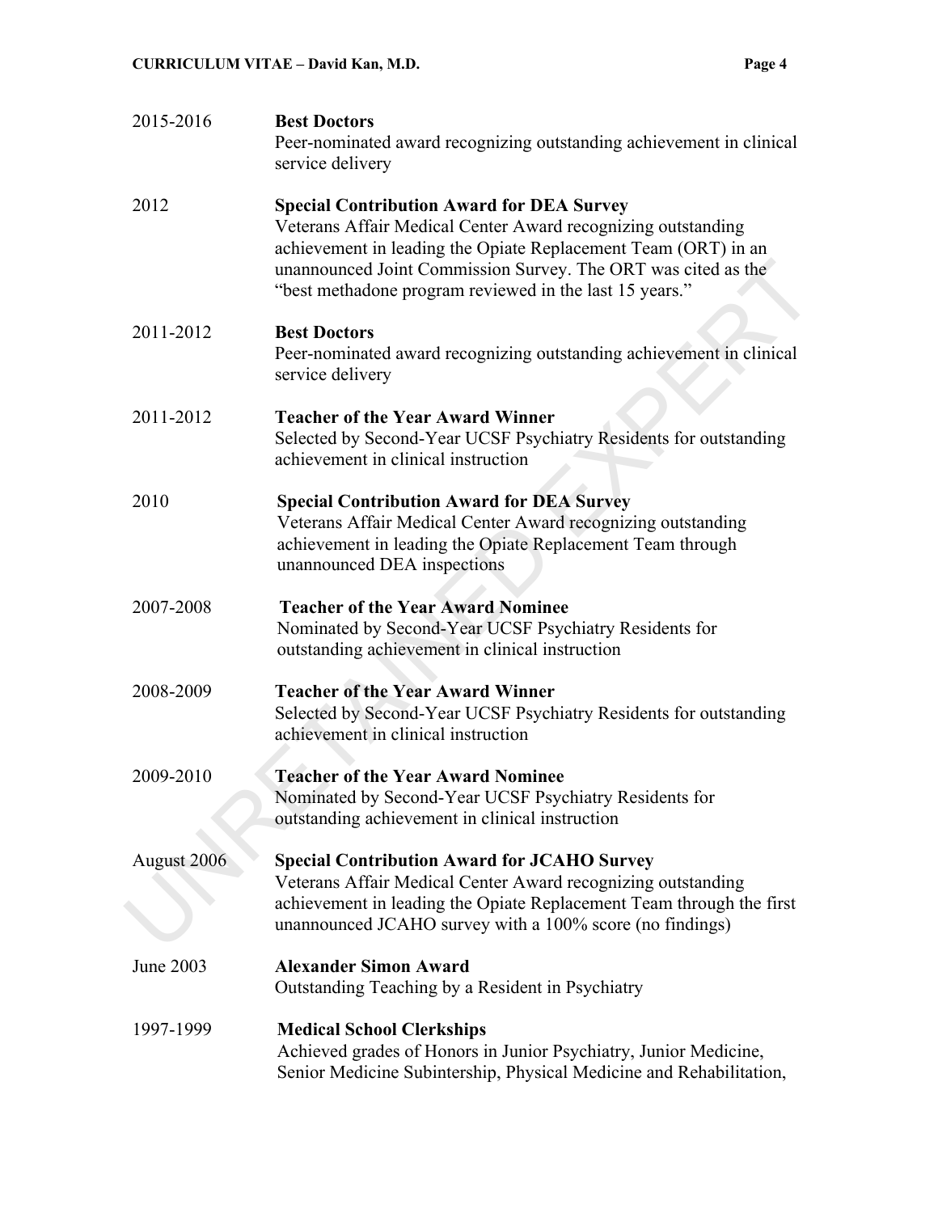2015-2016 **Best Doctors**
Peer-nominated award recognizing outstanding achievement in clinical service delivery

2012 **Special Contribution Award for DEA Survey**
Veterans Affair Medical Center Award recognizing outstanding achievement in leading the Opiate Replacement Team (ORT) in an unannounced Joint Commission Survey. The ORT was cited as the "best methadone program reviewed in the last 15 years."

2011-2012 **Best Doctors**
Peer-nominated award recognizing outstanding achievement in clinical service delivery

2011-2012 **Teacher of the Year Award Winner**
Selected by Second-Year UCSF Psychiatry Residents for outstanding achievement in clinical instruction

2010 **Special Contribution Award for DEA Survey**
Veterans Affair Medical Center Award recognizing outstanding achievement in leading the Opiate Replacement Team through unannounced DEA inspections

2007-2008 **Teacher of the Year Award Nominee**
Nominated by Second-Year UCSF Psychiatry Residents for outstanding achievement in clinical instruction

2008-2009 **Teacher of the Year Award Winner**
Selected by Second-Year UCSF Psychiatry Residents for outstanding achievement in clinical instruction

2009-2010 **Teacher of the Year Award Nominee**
Nominated by Second-Year UCSF Psychiatry Residents for outstanding achievement in clinical instruction

August 2006 **Special Contribution Award for JCAHO Survey**
Veterans Affair Medical Center Award recognizing outstanding achievement in leading the Opiate Replacement Team through the first unannounced JCAHO survey with a 100% score (no findings)

June 2003 **Alexander Simon Award**
Outstanding Teaching by a Resident in Psychiatry

1997-1999 **Medical School Clerkships**
Achieved grades of Honors in Junior Psychiatry, Junior Medicine, Senior Medicine Subinternship, Physical Medicine and Rehabilitation,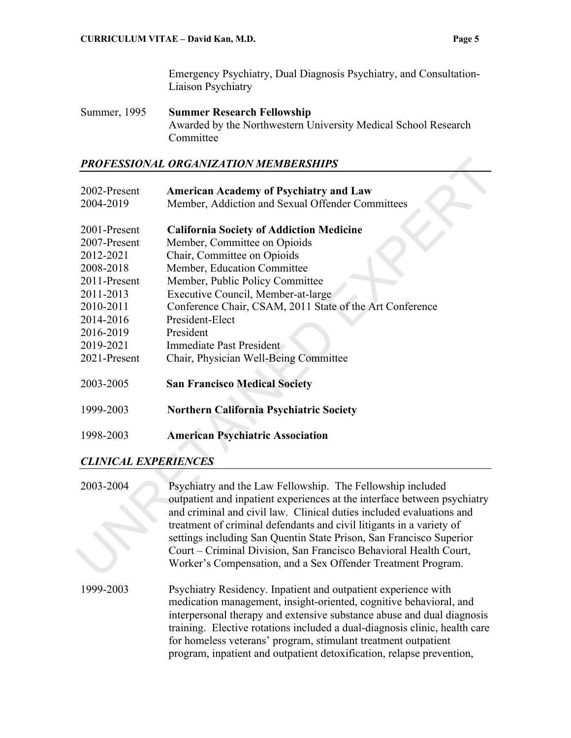Emergency Psychiatry, Dual Diagnosis Psychiatry, and Consultation-Liaison Psychiatry

Summer, 1995 **Summer Research Fellowship**
Awarded by the Northwestern University Medical School Research Committee

## *PROFESSIONAL ORGANIZATION MEMBERSHIPS*

2002-Present **American Academy of Psychiatry and Law**
2004-2019 Member, Addiction and Sexual Offender Committees

2001-Present **California Society of Addiction Medicine**
2007-Present Member, Committee on Opioids
2012-2021 Chair, Committee on Opioids
2008-2018 Member, Education Committee
2011-Present Member, Public Policy Committee
2011-2013 Executive Council, Member-at-large
2010-2011 Conference Chair, CSAM, 2011 State of the Art Conference
2014-2016 President-Elect
2016-2019 President
2019-2021 Immediate Past President
2021-Present Chair, Physician Well-Being Committee

2003-2005 **San Francisco Medical Society**

1999-2003 **Northern California Psychiatric Society**

1998-2003 **American Psychiatric Association**

## *CLINICAL EXPERIENCES*

2003-2004 Psychiatry and the Law Fellowship. The Fellowship included outpatient and inpatient experiences at the interface between psychiatry and criminal and civil law. Clinical duties included evaluations and treatment of criminal defendants and civil litigants in a variety of settings including San Quentin State Prison, San Francisco Superior Court – Criminal Division, San Francisco Behavioral Health Court, Worker's Compensation, and a Sex Offender Treatment Program.

1999-2003 Psychiatry Residency. Inpatient and outpatient experience with medication management, insight-oriented, cognitive behavioral, and interpersonal therapy and extensive substance abuse and dual diagnosis training. Elective rotations included a dual-diagnosis clinic, health care for homeless veterans' program, stimulant treatment outpatient program, inpatient and outpatient detoxification, relapse prevention,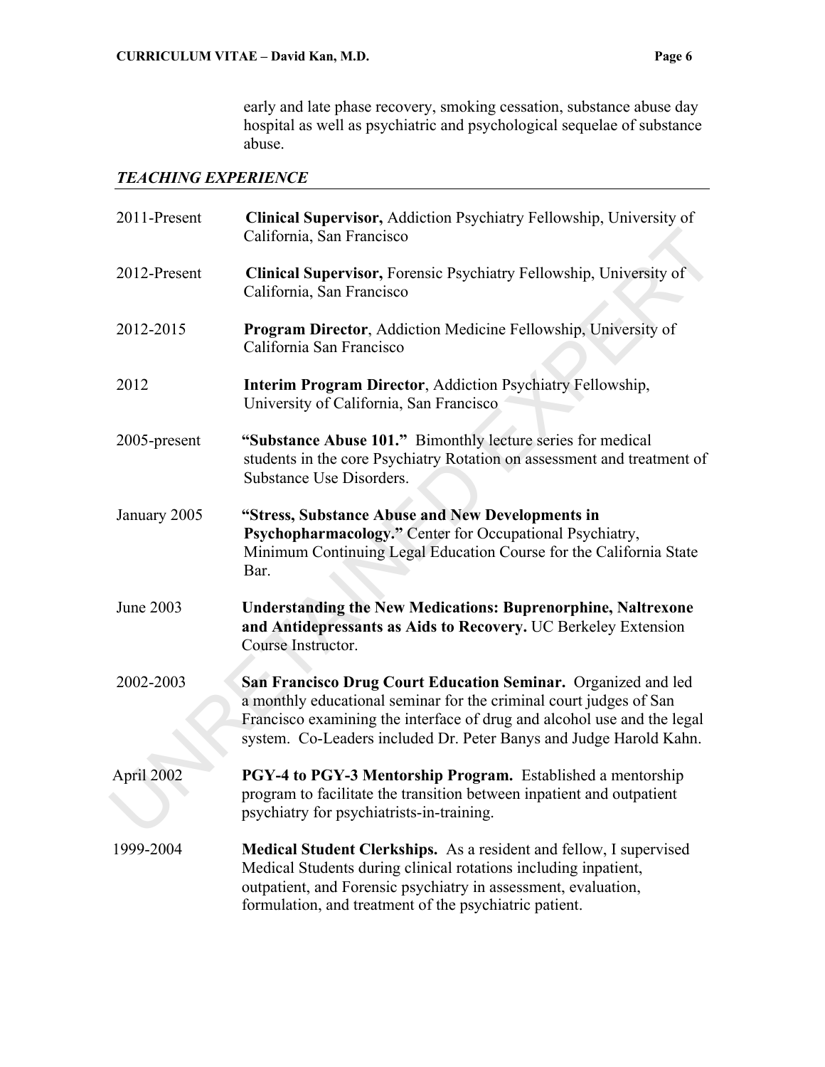early and late phase recovery, smoking cessation, substance abuse day hospital as well as psychiatric and psychological sequelae of substance abuse.

### *TEACHING EXPERIENCE*

| | |
|---|---|
| 2011-Present | **Clinical Supervisor,** Addiction Psychiatry Fellowship, University of California, San Francisco |
| 2012-Present | **Clinical Supervisor,** Forensic Psychiatry Fellowship, University of California, San Francisco |
| 2012-2015 | **Program Director**, Addiction Medicine Fellowship, University of California San Francisco |
| 2012 | **Interim Program Director**, Addiction Psychiatry Fellowship, University of California, San Francisco |
| 2005-present | **"Substance Abuse 101."** Bimonthly lecture series for medical students in the core Psychiatry Rotation on assessment and treatment of Substance Use Disorders. |
| January 2005 | **"Stress, Substance Abuse and New Developments in Psychopharmacology."** Center for Occupational Psychiatry, Minimum Continuing Legal Education Course for the California State Bar. |
| June 2003 | **Understanding the New Medications: Buprenorphine, Naltrexone and Antidepressants as Aids to Recovery.** UC Berkeley Extension Course Instructor. |
| 2002-2003 | **San Francisco Drug Court Education Seminar.** Organized and led a monthly educational seminar for the criminal court judges of San Francisco examining the interface of drug and alcohol use and the legal system. Co-Leaders included Dr. Peter Banys and Judge Harold Kahn. |
| April 2002 | **PGY-4 to PGY-3 Mentorship Program.** Established a mentorship program to facilitate the transition between inpatient and outpatient psychiatry for psychiatrists-in-training. |
| 1999-2004 | **Medical Student Clerkships.** As a resident and fellow, I supervised Medical Students during clinical rotations including inpatient, outpatient, and Forensic psychiatry in assessment, evaluation, formulation, and treatment of the psychiatric patient. |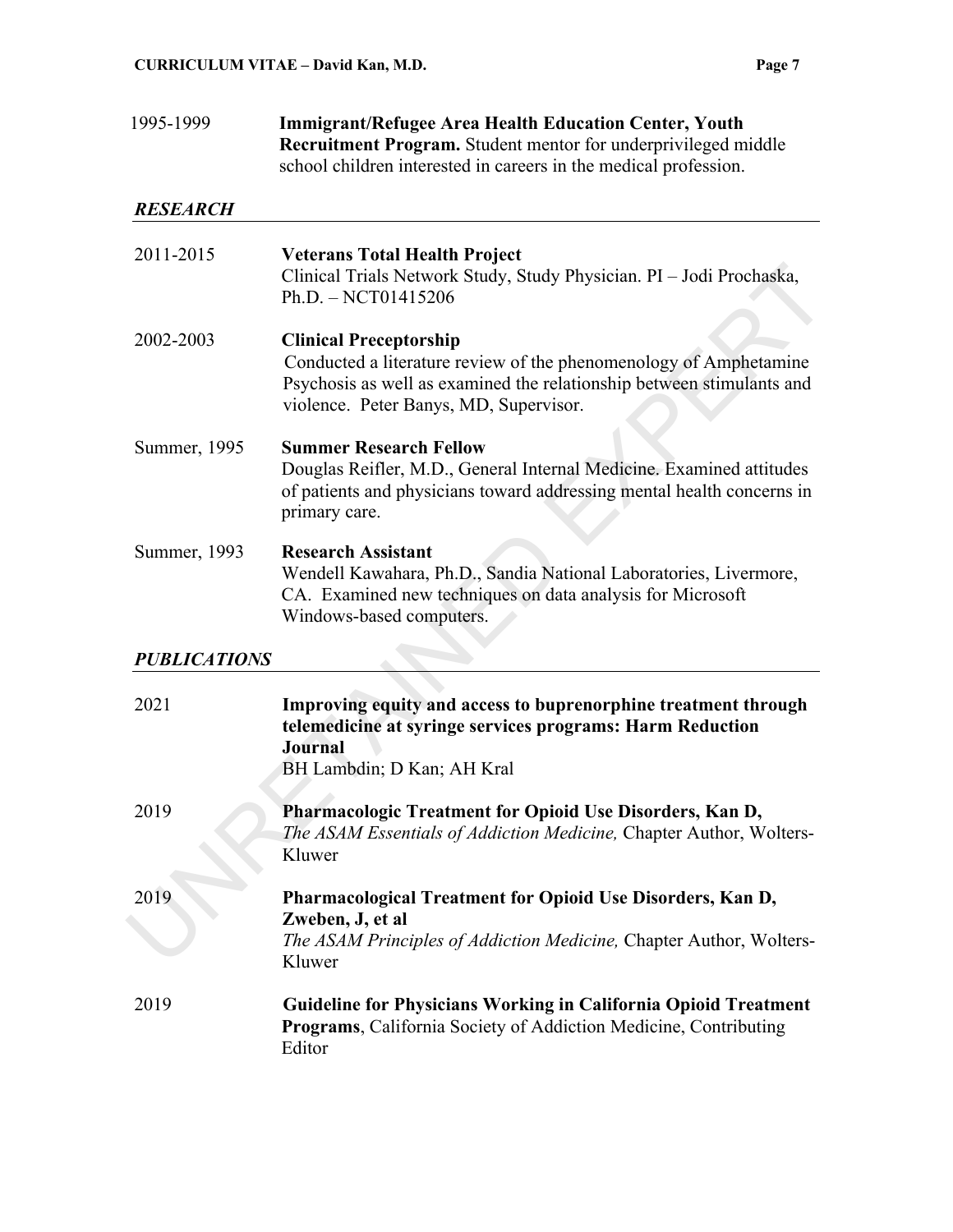1995-1999 **Immigrant/Refugee Area Health Education Center, Youth Recruitment Program.** Student mentor for underprivileged middle school children interested in careers in the medical profession.

## *RESEARCH*

2011-2015 **Veterans Total Health Project**
Clinical Trials Network Study, Study Physician. PI – Jodi Prochaska, Ph.D. – NCT01415206

2002-2003 **Clinical Preceptorship**
Conducted a literature review of the phenomenology of Amphetamine Psychosis as well as examined the relationship between stimulants and violence. Peter Banys, MD, Supervisor.

Summer, 1995 **Summer Research Fellow**
Douglas Reifler, M.D., General Internal Medicine. Examined attitudes of patients and physicians toward addressing mental health concerns in primary care.

Summer, 1993 **Research Assistant**
Wendell Kawahara, Ph.D., Sandia National Laboratories, Livermore, CA. Examined new techniques on data analysis for Microsoft Windows-based computers.

## *PUBLICATIONS*

2021 **Improving equity and access to buprenorphine treatment through telemedicine at syringe services programs: Harm Reduction Journal**
BH Lambdin; D Kan; AH Kral

2019 **Pharmacologic Treatment for Opioid Use Disorders, Kan D,**
*The ASAM Essentials of Addiction Medicine,* Chapter Author, Wolters-Kluwer

2019 **Pharmacological Treatment for Opioid Use Disorders, Kan D, Zweben, J, et al**
*The ASAM Principles of Addiction Medicine,* Chapter Author, Wolters-Kluwer

2019 **Guideline for Physicians Working in California Opioid Treatment Programs**, California Society of Addiction Medicine, Contributing Editor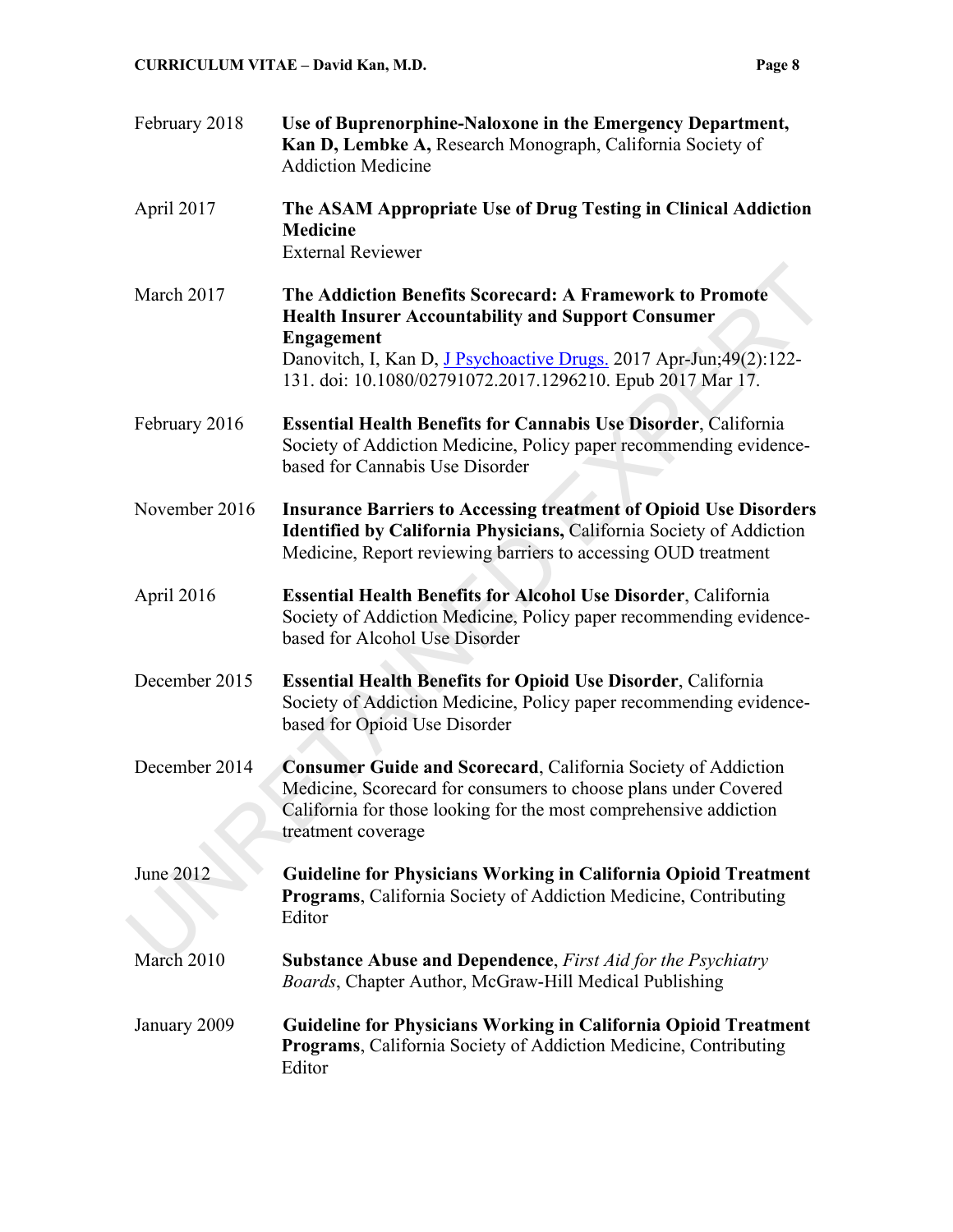February 2018 **Use of Buprenorphine-Naloxone in the Emergency Department, Kan D, Lembke A,** Research Monograph, California Society of Addiction Medicine

April 2017 **The ASAM Appropriate Use of Drug Testing in Clinical Addiction Medicine**
External Reviewer

March 2017 **The Addiction Benefits Scorecard: A Framework to Promote Health Insurer Accountability and Support Consumer Engagement**
Danovitch, I, Kan D, J Psychoactive Drugs. 2017 Apr-Jun;49(2):122-131. doi: 10.1080/02791072.2017.1296210. Epub 2017 Mar 17.

February 2016 **Essential Health Benefits for Cannabis Use Disorder**, California Society of Addiction Medicine, Policy paper recommending evidence-based for Cannabis Use Disorder

November 2016 **Insurance Barriers to Accessing treatment of Opioid Use Disorders Identified by California Physicians,** California Society of Addiction Medicine, Report reviewing barriers to accessing OUD treatment

April 2016 **Essential Health Benefits for Alcohol Use Disorder**, California Society of Addiction Medicine, Policy paper recommending evidence-based for Alcohol Use Disorder

December 2015 **Essential Health Benefits for Opioid Use Disorder**, California Society of Addiction Medicine, Policy paper recommending evidence-based for Opioid Use Disorder

December 2014 **Consumer Guide and Scorecard**, California Society of Addiction Medicine, Scorecard for consumers to choose plans under Covered California for those looking for the most comprehensive addiction treatment coverage

June 2012 **Guideline for Physicians Working in California Opioid Treatment Programs**, California Society of Addiction Medicine, Contributing Editor

March 2010 **Substance Abuse and Dependence**, *First Aid for the Psychiatry Boards*, Chapter Author, McGraw-Hill Medical Publishing

January 2009 **Guideline for Physicians Working in California Opioid Treatment Programs**, California Society of Addiction Medicine, Contributing Editor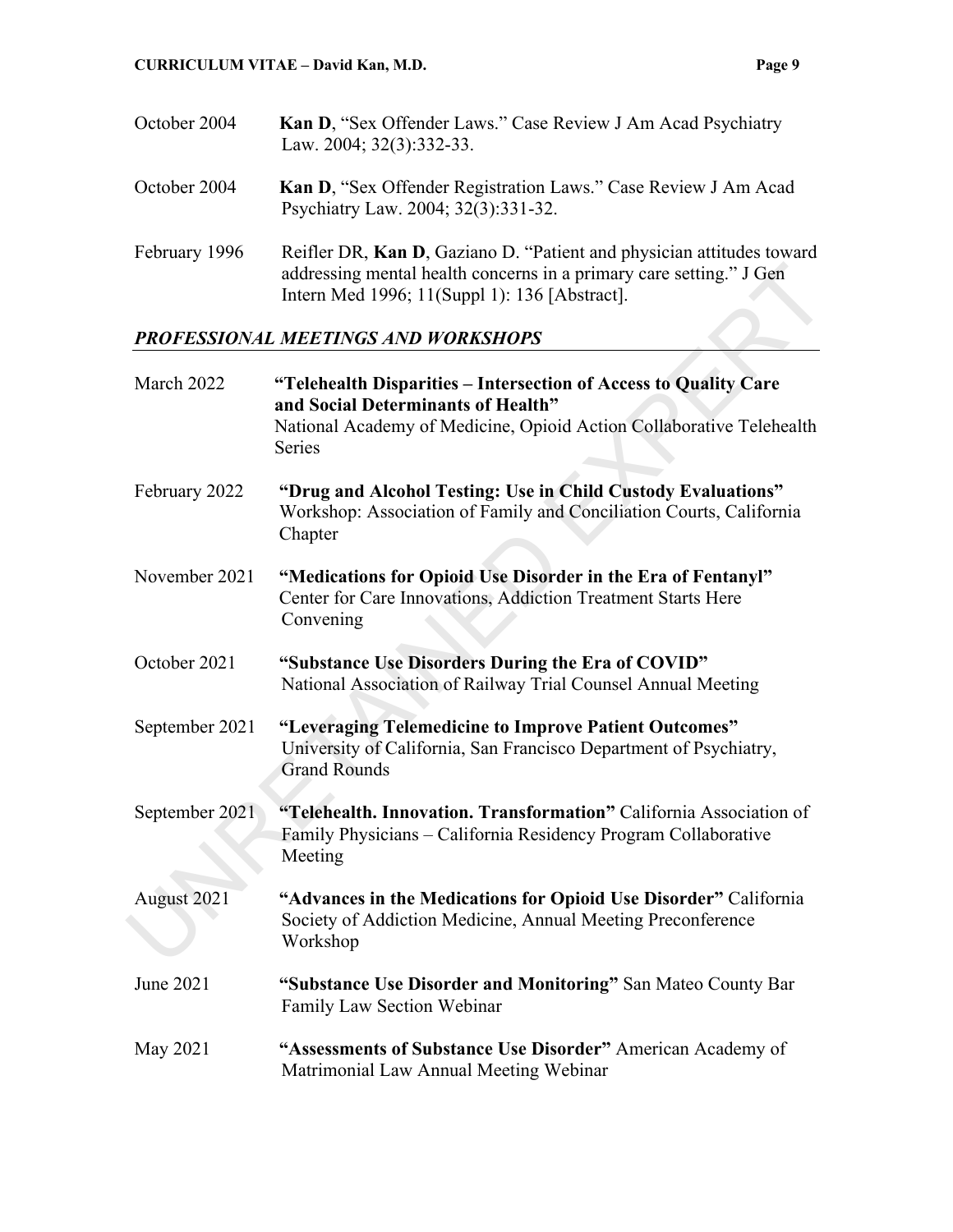October 2004 **Kan D**, "Sex Offender Laws." Case Review J Am Acad Psychiatry Law. 2004; 32(3):332-33.

October 2004 **Kan D**, "Sex Offender Registration Laws." Case Review J Am Acad Psychiatry Law. 2004; 32(3):331-32.

February 1996 Reifler DR, **Kan D**, Gaziano D. "Patient and physician attitudes toward addressing mental health concerns in a primary care setting." J Gen Intern Med 1996; 11(Suppl 1): 136 [Abstract].

## *PROFESSIONAL MEETINGS AND WORKSHOPS*

March 2022 **"Telehealth Disparities – Intersection of Access to Quality Care and Social Determinants of Health"** National Academy of Medicine, Opioid Action Collaborative Telehealth Series

February 2022 **"Drug and Alcohol Testing: Use in Child Custody Evaluations"** Workshop: Association of Family and Conciliation Courts, California Chapter

November 2021 **"Medications for Opioid Use Disorder in the Era of Fentanyl"** Center for Care Innovations, Addiction Treatment Starts Here Convening

October 2021 **"Substance Use Disorders During the Era of COVID"** National Association of Railway Trial Counsel Annual Meeting

September 2021 **"Leveraging Telemedicine to Improve Patient Outcomes"** University of California, San Francisco Department of Psychiatry, Grand Rounds

September 2021 **"Telehealth. Innovation. Transformation"** California Association of Family Physicians – California Residency Program Collaborative Meeting

August 2021 **"Advances in the Medications for Opioid Use Disorder"** California Society of Addiction Medicine, Annual Meeting Preconference Workshop

June 2021 **"Substance Use Disorder and Monitoring"** San Mateo County Bar Family Law Section Webinar

May 2021 **"Assessments of Substance Use Disorder"** American Academy of Matrimonial Law Annual Meeting Webinar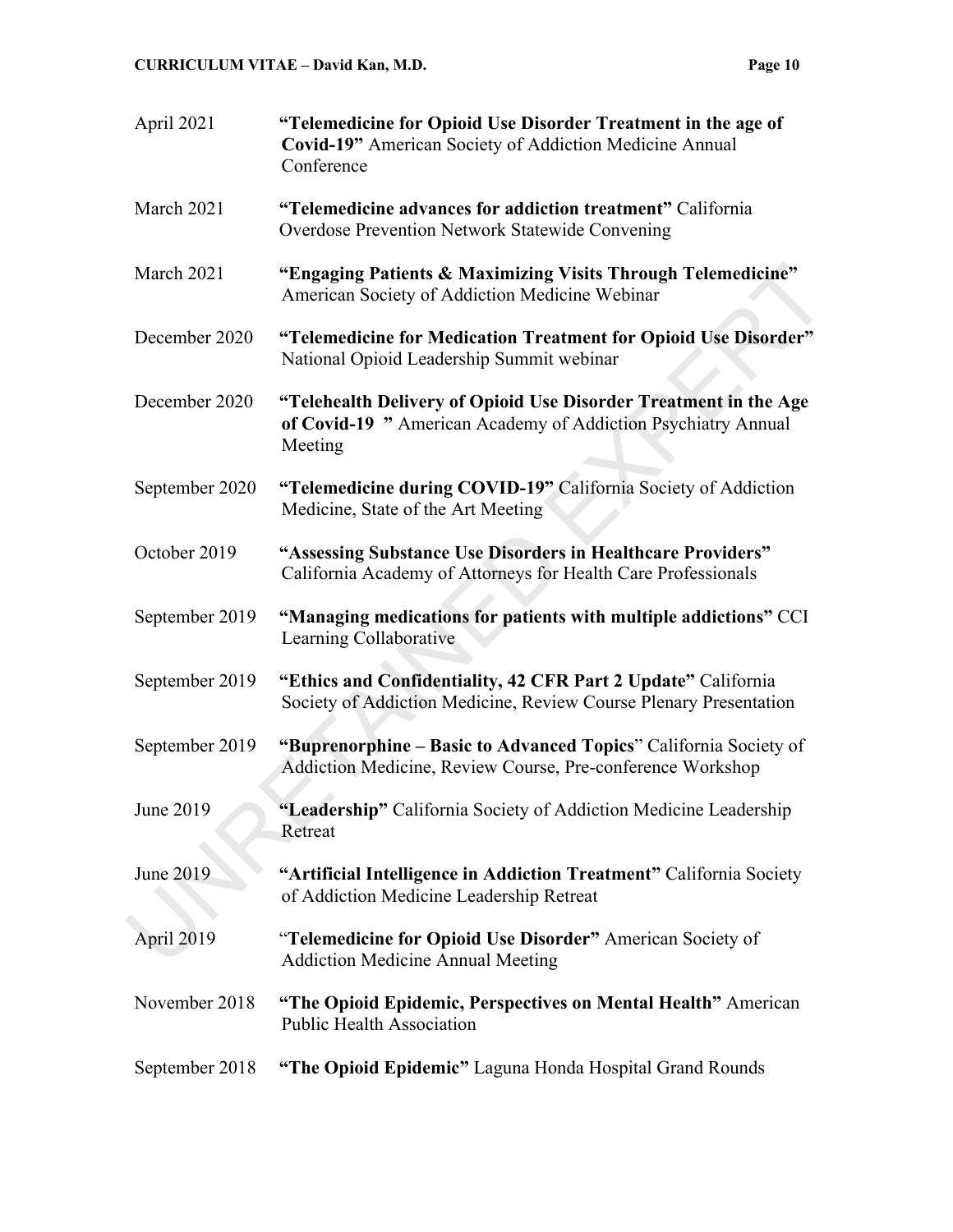April 2021 **"Telemedicine for Opioid Use Disorder Treatment in the age of Covid-19"** American Society of Addiction Medicine Annual Conference

March 2021 **"Telemedicine advances for addiction treatment"** California Overdose Prevention Network Statewide Convening

March 2021 **"Engaging Patients & Maximizing Visits Through Telemedicine"** American Society of Addiction Medicine Webinar

December 2020 **"Telemedicine for Medication Treatment for Opioid Use Disorder"** National Opioid Leadership Summit webinar

December 2020 **"Telehealth Delivery of Opioid Use Disorder Treatment in the Age of Covid-19 "** American Academy of Addiction Psychiatry Annual Meeting

September 2020 **"Telemedicine during COVID-19"** California Society of Addiction Medicine, State of the Art Meeting

October 2019 **"Assessing Substance Use Disorders in Healthcare Providers"** California Academy of Attorneys for Health Care Professionals

September 2019 **"Managing medications for patients with multiple addictions"** CCI Learning Collaborative

September 2019 **"Ethics and Confidentiality, 42 CFR Part 2 Update"** California Society of Addiction Medicine, Review Course Plenary Presentation

September 2019 **"Buprenorphine – Basic to Advanced Topics"** California Society of Addiction Medicine, Review Course, Pre-conference Workshop

June 2019 **"Leadership"** California Society of Addiction Medicine Leadership Retreat

June 2019 **"Artificial Intelligence in Addiction Treatment"** California Society of Addiction Medicine Leadership Retreat

April 2019 "**Telemedicine for Opioid Use Disorder"** American Society of Addiction Medicine Annual Meeting

November 2018 **"The Opioid Epidemic, Perspectives on Mental Health"** American Public Health Association

September 2018 **"The Opioid Epidemic"** Laguna Honda Hospital Grand Rounds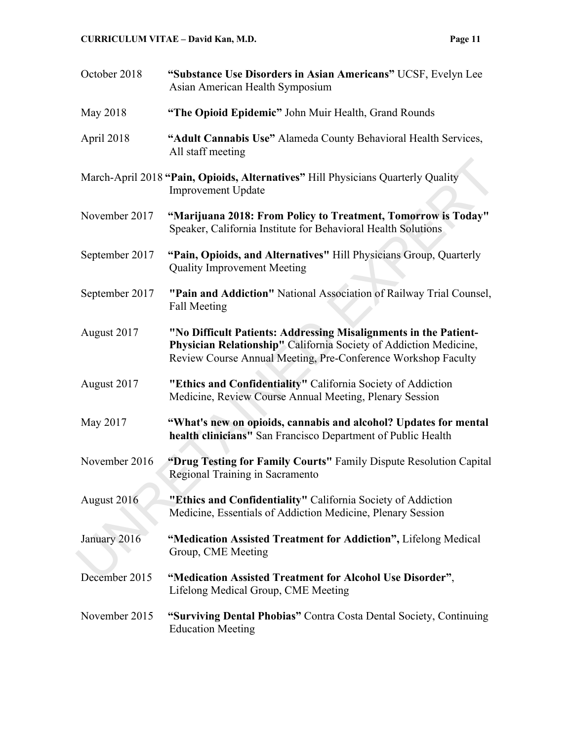October 2018 **"Substance Use Disorders in Asian Americans"** UCSF, Evelyn Lee Asian American Health Symposium

May 2018 **"The Opioid Epidemic"** John Muir Health, Grand Rounds

April 2018 **"Adult Cannabis Use"** Alameda County Behavioral Health Services, All staff meeting

March-April 2018 **"Pain, Opioids, Alternatives"** Hill Physicians Quarterly Quality Improvement Update

November 2017 **"Marijuana 2018: From Policy to Treatment, Tomorrow is Today"** Speaker, California Institute for Behavioral Health Solutions

September 2017 **"Pain, Opioids, and Alternatives"** Hill Physicians Group, Quarterly Quality Improvement Meeting

September 2017 **"Pain and Addiction"** National Association of Railway Trial Counsel, Fall Meeting

August 2017 **"No Difficult Patients: Addressing Misalignments in the Patient-Physician Relationship"** California Society of Addiction Medicine, Review Course Annual Meeting, Pre-Conference Workshop Faculty

August 2017 **"Ethics and Confidentiality"** California Society of Addiction Medicine, Review Course Annual Meeting, Plenary Session

May 2017 **"What's new on opioids, cannabis and alcohol? Updates for mental health clinicians"** San Francisco Department of Public Health

November 2016 **"Drug Testing for Family Courts"** Family Dispute Resolution Capital Regional Training in Sacramento

August 2016 **"Ethics and Confidentiality"** California Society of Addiction Medicine, Essentials of Addiction Medicine, Plenary Session

January 2016 **"Medication Assisted Treatment for Addiction",** Lifelong Medical Group, CME Meeting

December 2015 **"Medication Assisted Treatment for Alcohol Use Disorder"**, Lifelong Medical Group, CME Meeting

November 2015 **"Surviving Dental Phobias"** Contra Costa Dental Society, Continuing Education Meeting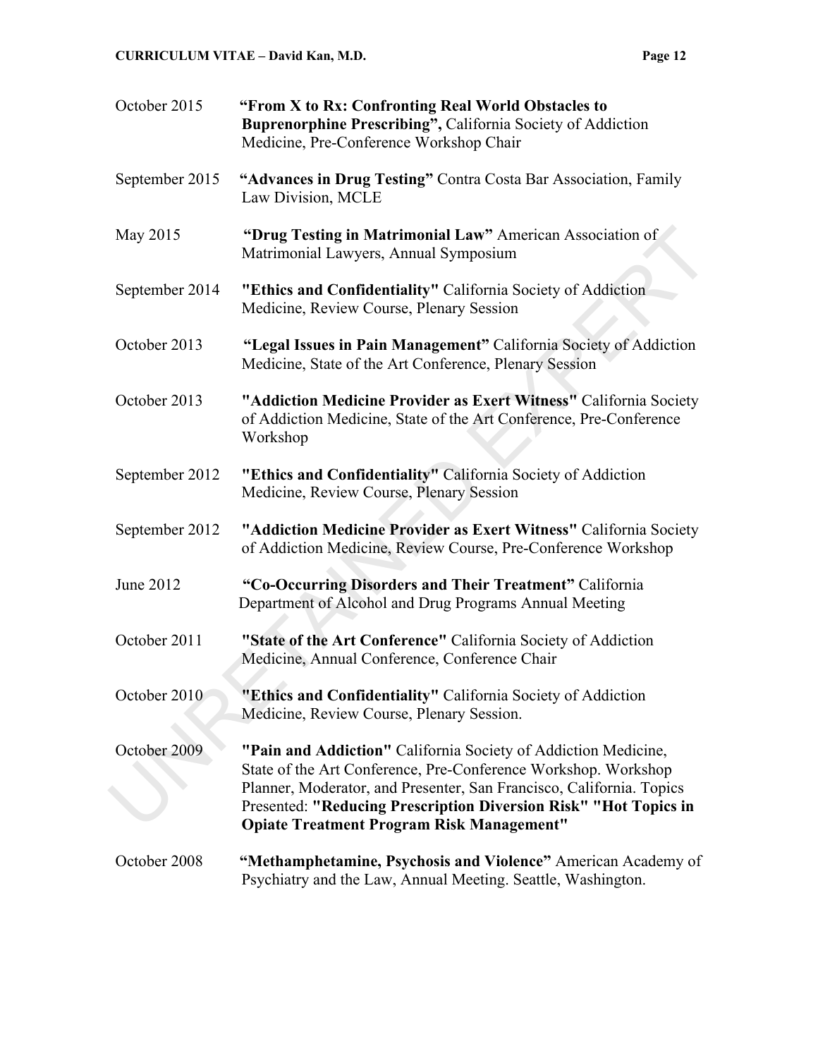October 2015 **"From X to Rx: Confronting Real World Obstacles to Buprenorphine Prescribing",** California Society of Addiction Medicine, Pre-Conference Workshop Chair

September 2015 **"Advances in Drug Testing"** Contra Costa Bar Association, Family Law Division, MCLE

May 2015 **"Drug Testing in Matrimonial Law"** American Association of Matrimonial Lawyers, Annual Symposium

September 2014 **"Ethics and Confidentiality"** California Society of Addiction Medicine, Review Course, Plenary Session

October 2013 **"Legal Issues in Pain Management"** California Society of Addiction Medicine, State of the Art Conference, Plenary Session

October 2013 **"Addiction Medicine Provider as Exert Witness"** California Society of Addiction Medicine, State of the Art Conference, Pre-Conference Workshop

September 2012 **"Ethics and Confidentiality"** California Society of Addiction Medicine, Review Course, Plenary Session

September 2012 **"Addiction Medicine Provider as Exert Witness"** California Society of Addiction Medicine, Review Course, Pre-Conference Workshop

June 2012 **"Co-Occurring Disorders and Their Treatment"** California Department of Alcohol and Drug Programs Annual Meeting

October 2011 **"State of the Art Conference"** California Society of Addiction Medicine, Annual Conference, Conference Chair

October 2010 **"Ethics and Confidentiality"** California Society of Addiction Medicine, Review Course, Plenary Session.

October 2009 **"Pain and Addiction"** California Society of Addiction Medicine, State of the Art Conference, Pre-Conference Workshop. Workshop Planner, Moderator, and Presenter, San Francisco, California. Topics Presented: **"Reducing Prescription Diversion Risk" "Hot Topics in Opiate Treatment Program Risk Management"**

October 2008 **"Methamphetamine, Psychosis and Violence"** American Academy of Psychiatry and the Law, Annual Meeting. Seattle, Washington.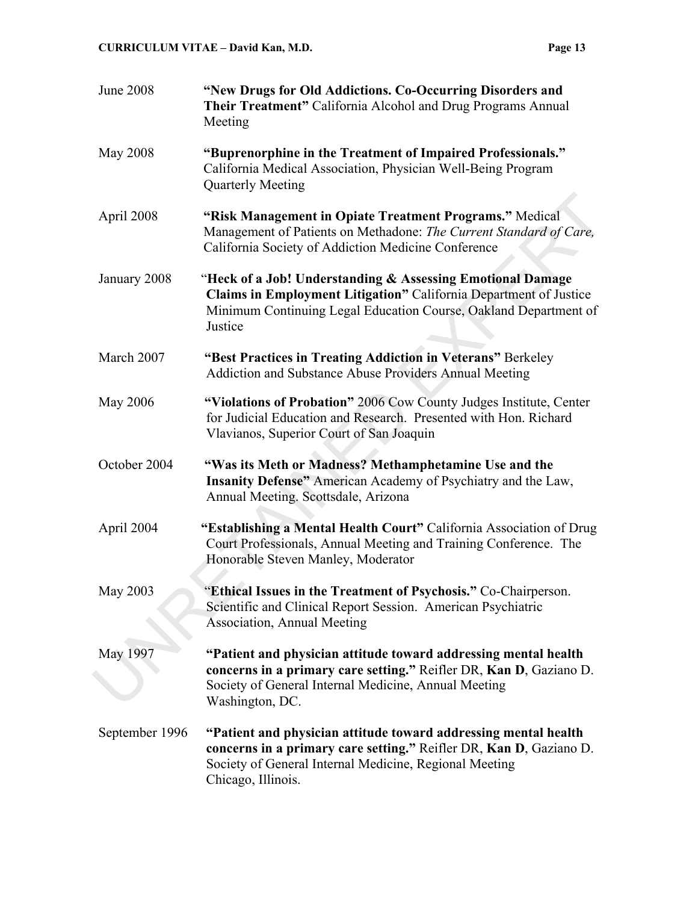June 2008 **"New Drugs for Old Addictions. Co-Occurring Disorders and Their Treatment"** California Alcohol and Drug Programs Annual Meeting

May 2008 **"Buprenorphine in the Treatment of Impaired Professionals."** California Medical Association, Physician Well-Being Program Quarterly Meeting

April 2008 **"Risk Management in Opiate Treatment Programs."** Medical Management of Patients on Methadone: *The Current Standard of Care,* California Society of Addiction Medicine Conference

January 2008 "**Heck of a Job! Understanding & Assessing Emotional Damage Claims in Employment Litigation"** California Department of Justice Minimum Continuing Legal Education Course, Oakland Department of Justice

March 2007 **"Best Practices in Treating Addiction in Veterans"** Berkeley Addiction and Substance Abuse Providers Annual Meeting

May 2006 **"Violations of Probation"** 2006 Cow County Judges Institute, Center for Judicial Education and Research. Presented with Hon. Richard Vlavianos, Superior Court of San Joaquin

October 2004 **"Was its Meth or Madness? Methamphetamine Use and the Insanity Defense"** American Academy of Psychiatry and the Law, Annual Meeting. Scottsdale, Arizona

April 2004 **"Establishing a Mental Health Court"** California Association of Drug Court Professionals, Annual Meeting and Training Conference. The Honorable Steven Manley, Moderator

May 2003 "**Ethical Issues in the Treatment of Psychosis."** Co-Chairperson. Scientific and Clinical Report Session. American Psychiatric Association, Annual Meeting

May 1997 **"Patient and physician attitude toward addressing mental health concerns in a primary care setting."** Reifler DR, **Kan D**, Gaziano D. Society of General Internal Medicine, Annual Meeting Washington, DC.

September 1996 **"Patient and physician attitude toward addressing mental health concerns in a primary care setting."** Reifler DR, **Kan D**, Gaziano D. Society of General Internal Medicine, Regional Meeting Chicago, Illinois.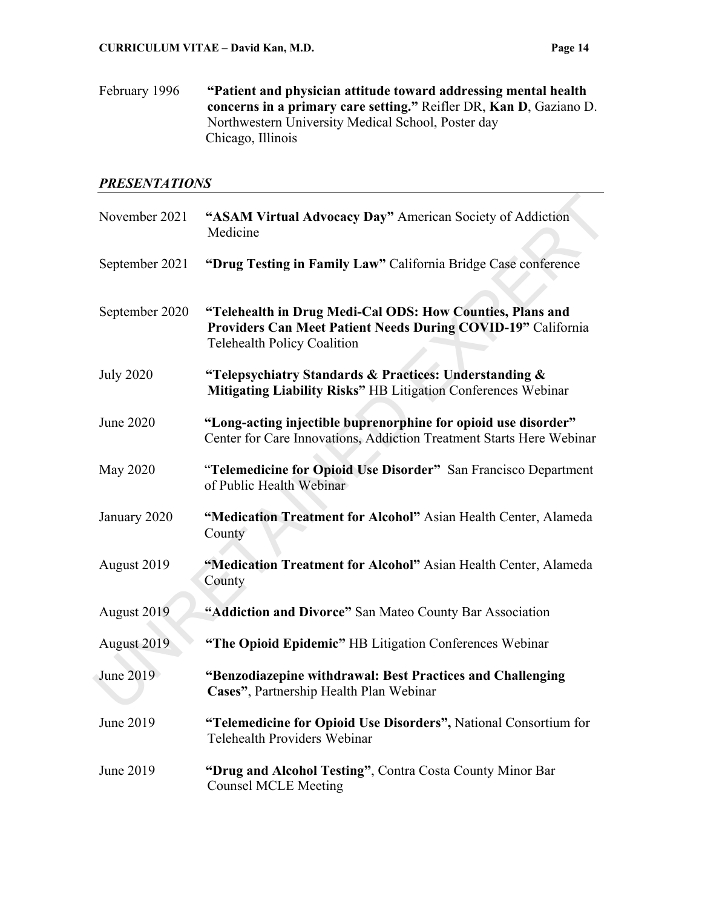February 1996 **"Patient and physician attitude toward addressing mental health concerns in a primary care setting."** Reifler DR, **Kan D**, Gaziano D. Northwestern University Medical School, Poster day Chicago, Illinois

### *PRESENTATIONS*

November 2021 **"ASAM Virtual Advocacy Day"** American Society of Addiction Medicine

September 2021 **"Drug Testing in Family Law"** California Bridge Case conference

September 2020 **"Telehealth in Drug Medi-Cal ODS: How Counties, Plans and Providers Can Meet Patient Needs During COVID-19"** California Telehealth Policy Coalition

July 2020 **"Telepsychiatry Standards & Practices: Understanding & Mitigating Liability Risks"** HB Litigation Conferences Webinar

June 2020 **"Long-acting injectible buprenorphine for opioid use disorder"** Center for Care Innovations, Addiction Treatment Starts Here Webinar

May 2020 "**Telemedicine for Opioid Use Disorder"** San Francisco Department of Public Health Webinar

January 2020 **"Medication Treatment for Alcohol"** Asian Health Center, Alameda County

August 2019 **"Medication Treatment for Alcohol"** Asian Health Center, Alameda County

August 2019 **"Addiction and Divorce"** San Mateo County Bar Association

August 2019 **"The Opioid Epidemic"** HB Litigation Conferences Webinar

June 2019 **"Benzodiazepine withdrawal: Best Practices and Challenging Cases"**, Partnership Health Plan Webinar

June 2019 **"Telemedicine for Opioid Use Disorders",** National Consortium for Telehealth Providers Webinar

June 2019 **"Drug and Alcohol Testing"**, Contra Costa County Minor Bar Counsel MCLE Meeting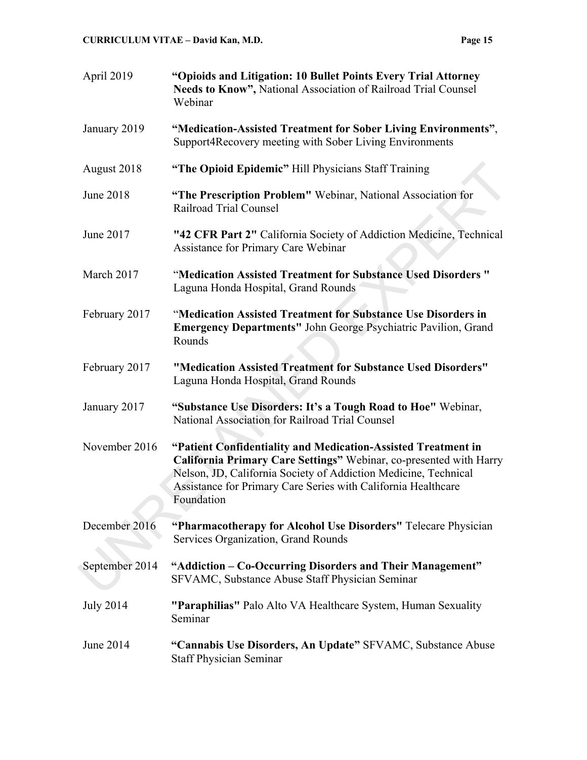April 2019 **“Opioids and Litigation: 10 Bullet Points Every Trial Attorney Needs to Know”,** National Association of Railroad Trial Counsel Webinar

January 2019 **“Medication-Assisted Treatment for Sober Living Environments”**, Support4Recovery meeting with Sober Living Environments

August 2018 **“The Opioid Epidemic”** Hill Physicians Staff Training

June 2018 **“The Prescription Problem"** Webinar, National Association for Railroad Trial Counsel

June 2017 **"42 CFR Part 2"** California Society of Addiction Medicine, Technical Assistance for Primary Care Webinar

March 2017 “**Medication Assisted Treatment for Substance Used Disorders "** Laguna Honda Hospital, Grand Rounds

February 2017 “**Medication Assisted Treatment for Substance Use Disorders in Emergency Departments"** John George Psychiatric Pavilion, Grand Rounds

February 2017 **"Medication Assisted Treatment for Substance Used Disorders"** Laguna Honda Hospital, Grand Rounds

January 2017 **“Substance Use Disorders: It’s a Tough Road to Hoe"** Webinar, National Association for Railroad Trial Counsel

November 2016 **“Patient Confidentiality and Medication-Assisted Treatment in California Primary Care Settings”** Webinar, co-presented with Harry Nelson, JD, California Society of Addiction Medicine, Technical Assistance for Primary Care Series with California Healthcare Foundation

December 2016 **“Pharmacotherapy for Alcohol Use Disorders"** Telecare Physician Services Organization, Grand Rounds

September 2014 **“Addiction – Co-Occurring Disorders and Their Management”** SFVAMC, Substance Abuse Staff Physician Seminar

July 2014 **"Paraphilias"** Palo Alto VA Healthcare System, Human Sexuality Seminar

June 2014 **“Cannabis Use Disorders, An Update”** SFVAMC, Substance Abuse Staff Physician Seminar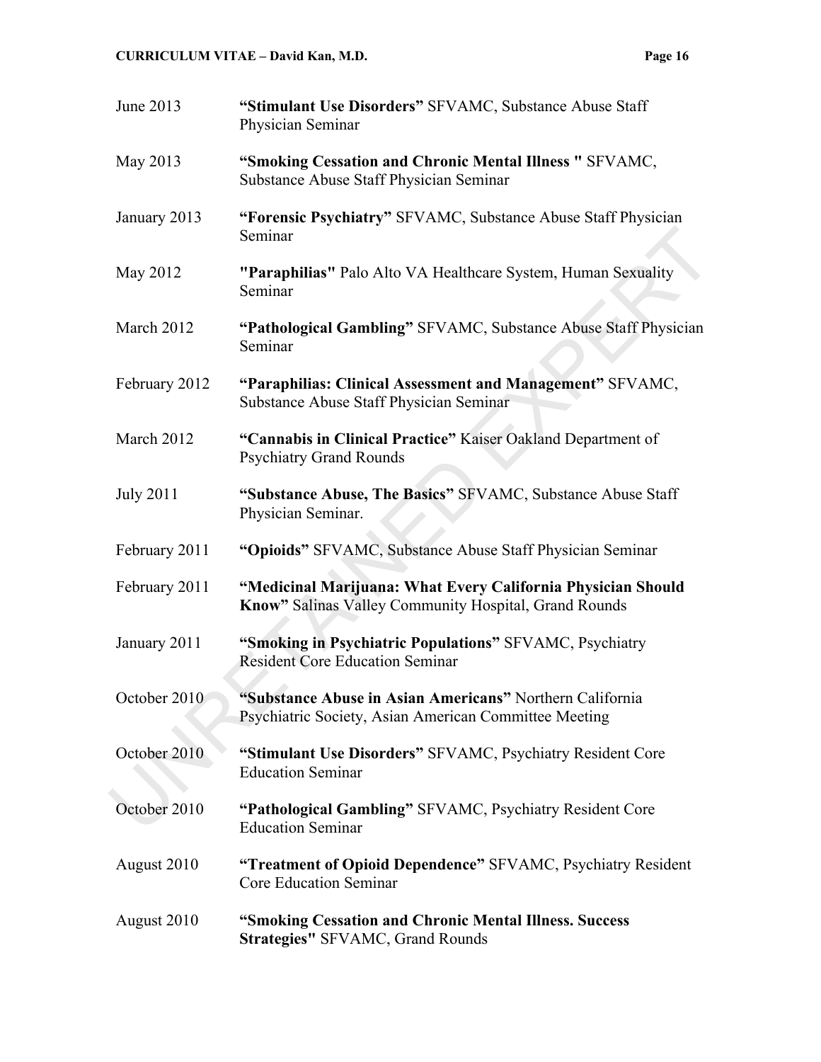June 2013 **"Stimulant Use Disorders"** SFVAMC, Substance Abuse Staff Physician Seminar

May 2013 **"Smoking Cessation and Chronic Mental Illness "** SFVAMC, Substance Abuse Staff Physician Seminar

January 2013 **"Forensic Psychiatry"** SFVAMC, Substance Abuse Staff Physician Seminar

May 2012 **"Paraphilias"** Palo Alto VA Healthcare System, Human Sexuality Seminar

March 2012 **"Pathological Gambling"** SFVAMC, Substance Abuse Staff Physician Seminar

February 2012 **"Paraphilias: Clinical Assessment and Management"** SFVAMC, Substance Abuse Staff Physician Seminar

March 2012 **"Cannabis in Clinical Practice"** Kaiser Oakland Department of Psychiatry Grand Rounds

July 2011 **"Substance Abuse, The Basics"** SFVAMC, Substance Abuse Staff Physician Seminar.

February 2011 **"Opioids"** SFVAMC, Substance Abuse Staff Physician Seminar

February 2011 **"Medicinal Marijuana: What Every California Physician Should Know"** Salinas Valley Community Hospital, Grand Rounds

January 2011 **"Smoking in Psychiatric Populations"** SFVAMC, Psychiatry Resident Core Education Seminar

October 2010 **"Substance Abuse in Asian Americans"** Northern California Psychiatric Society, Asian American Committee Meeting

October 2010 **"Stimulant Use Disorders"** SFVAMC, Psychiatry Resident Core Education Seminar

October 2010 **"Pathological Gambling"** SFVAMC, Psychiatry Resident Core Education Seminar

August 2010 **"Treatment of Opioid Dependence"** SFVAMC, Psychiatry Resident Core Education Seminar

August 2010 **"Smoking Cessation and Chronic Mental Illness. Success Strategies"** SFVAMC, Grand Rounds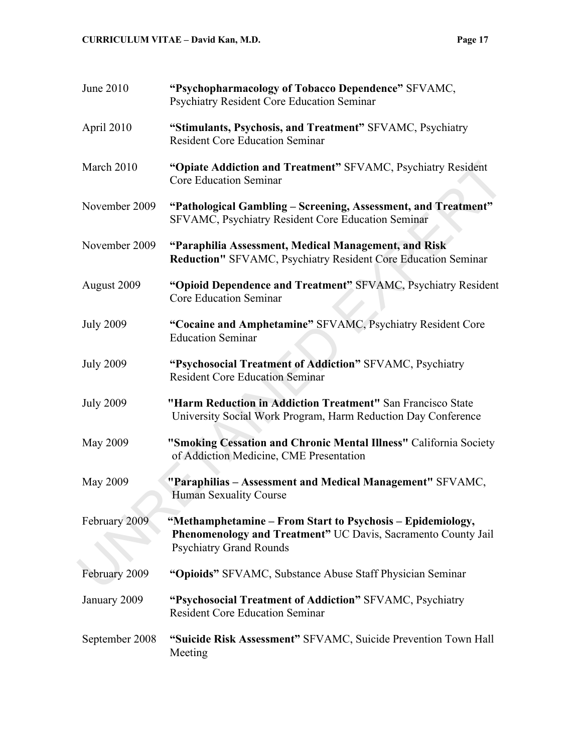June 2010 **"Psychopharmacology of Tobacco Dependence"** SFVAMC, Psychiatry Resident Core Education Seminar

April 2010 **"Stimulants, Psychosis, and Treatment"** SFVAMC, Psychiatry Resident Core Education Seminar

March 2010 **"Opiate Addiction and Treatment"** SFVAMC, Psychiatry Resident Core Education Seminar

November 2009 **"Pathological Gambling – Screening, Assessment, and Treatment"** SFVAMC, Psychiatry Resident Core Education Seminar

November 2009 **"Paraphilia Assessment, Medical Management, and Risk Reduction"** SFVAMC, Psychiatry Resident Core Education Seminar

August 2009 **"Opioid Dependence and Treatment"** SFVAMC, Psychiatry Resident Core Education Seminar

July 2009 **"Cocaine and Amphetamine"** SFVAMC, Psychiatry Resident Core Education Seminar

July 2009 **"Psychosocial Treatment of Addiction"** SFVAMC, Psychiatry Resident Core Education Seminar

July 2009 **"Harm Reduction in Addiction Treatment"** San Francisco State University Social Work Program, Harm Reduction Day Conference

May 2009 **"Smoking Cessation and Chronic Mental Illness"** California Society of Addiction Medicine, CME Presentation

May 2009 **"Paraphilias – Assessment and Medical Management"** SFVAMC, Human Sexuality Course

February 2009 **"Methamphetamine – From Start to Psychosis – Epidemiology, Phenomenology and Treatment"** UC Davis, Sacramento County Jail Psychiatry Grand Rounds

February 2009 **"Opioids"** SFVAMC, Substance Abuse Staff Physician Seminar

January 2009 **"Psychosocial Treatment of Addiction"** SFVAMC, Psychiatry Resident Core Education Seminar

September 2008 **"Suicide Risk Assessment"** SFVAMC, Suicide Prevention Town Hall Meeting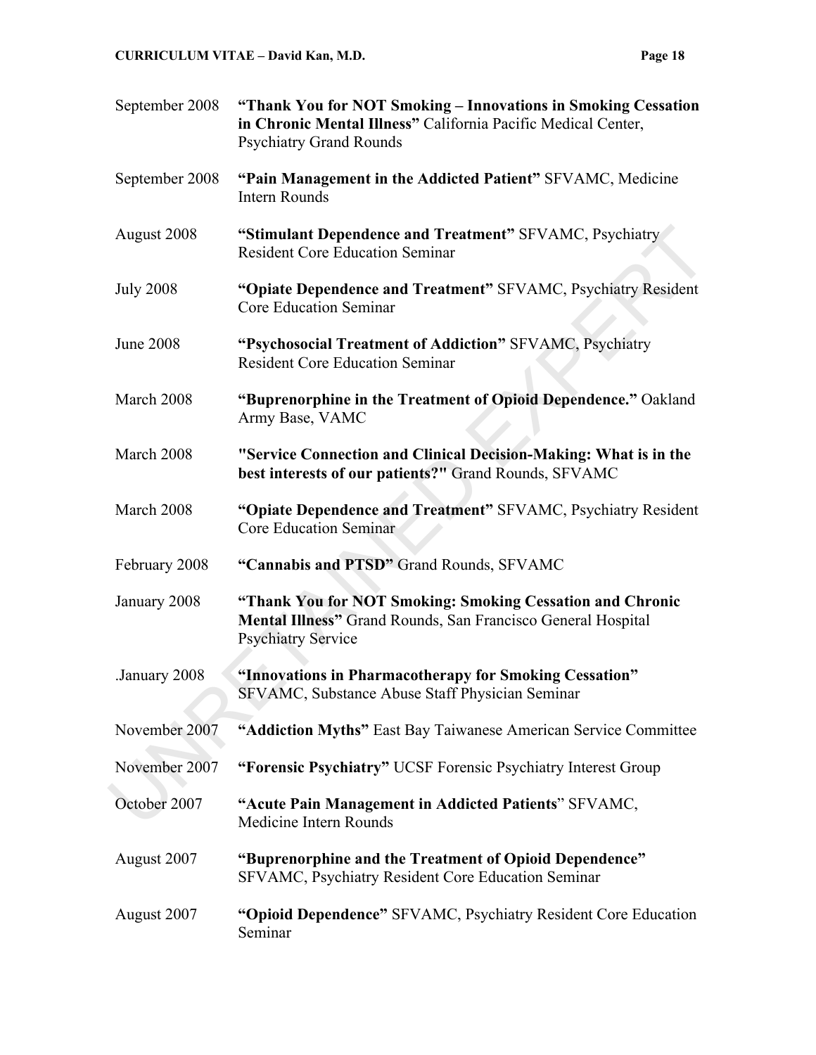September 2008 **"Thank You for NOT Smoking – Innovations in Smoking Cessation in Chronic Mental Illness"** California Pacific Medical Center, Psychiatry Grand Rounds

September 2008 **"Pain Management in the Addicted Patient"** SFVAMC, Medicine Intern Rounds

August 2008 **"Stimulant Dependence and Treatment"** SFVAMC, Psychiatry Resident Core Education Seminar

July 2008 **"Opiate Dependence and Treatment"** SFVAMC, Psychiatry Resident Core Education Seminar

June 2008 **"Psychosocial Treatment of Addiction"** SFVAMC, Psychiatry Resident Core Education Seminar

March 2008 **"Buprenorphine in the Treatment of Opioid Dependence."** Oakland Army Base, VAMC

March 2008 **"Service Connection and Clinical Decision-Making: What is in the best interests of our patients?"** Grand Rounds, SFVAMC

March 2008 **"Opiate Dependence and Treatment"** SFVAMC, Psychiatry Resident Core Education Seminar

February 2008 **"Cannabis and PTSD"** Grand Rounds, SFVAMC

January 2008 **"Thank You for NOT Smoking: Smoking Cessation and Chronic Mental Illness"** Grand Rounds, San Francisco General Hospital Psychiatry Service

.January 2008 **"Innovations in Pharmacotherapy for Smoking Cessation"** SFVAMC, Substance Abuse Staff Physician Seminar

November 2007 **"Addiction Myths"** East Bay Taiwanese American Service Committee

November 2007 **"Forensic Psychiatry"** UCSF Forensic Psychiatry Interest Group

October 2007 **"Acute Pain Management in Addicted Patients"** SFVAMC, Medicine Intern Rounds

August 2007 **"Buprenorphine and the Treatment of Opioid Dependence"** SFVAMC, Psychiatry Resident Core Education Seminar

August 2007 **"Opioid Dependence"** SFVAMC, Psychiatry Resident Core Education Seminar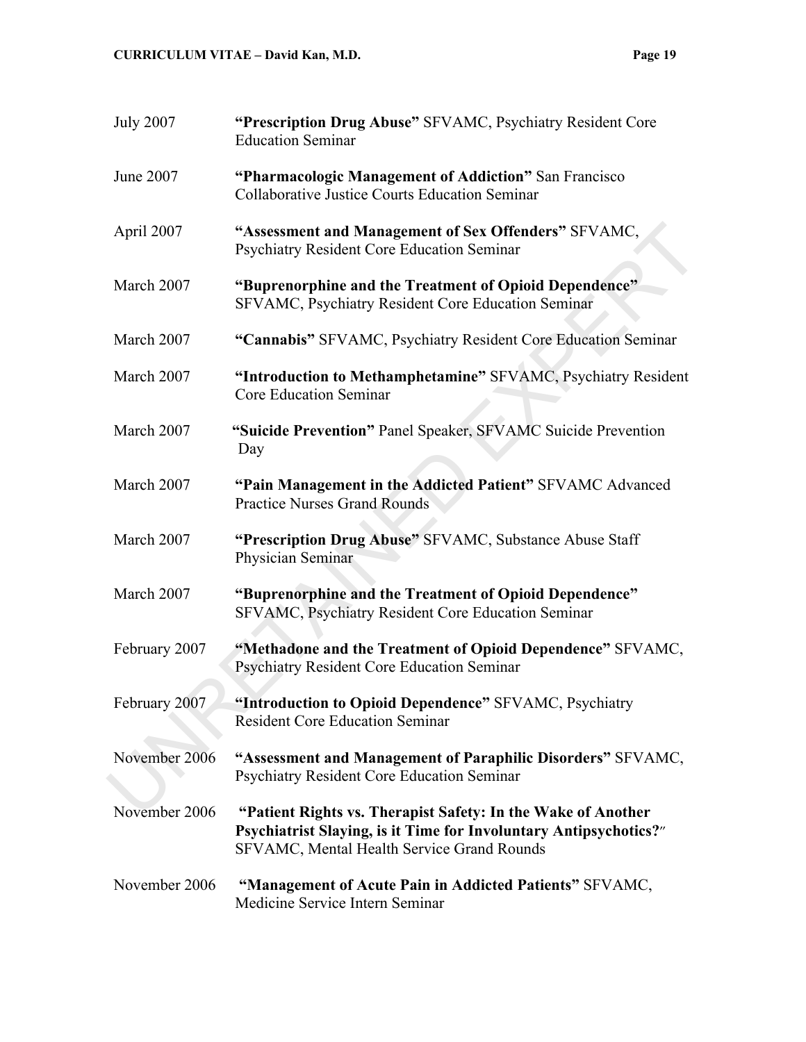July 2007 **"Prescription Drug Abuse"** SFVAMC, Psychiatry Resident Core Education Seminar

June 2007 **"Pharmacologic Management of Addiction"** San Francisco Collaborative Justice Courts Education Seminar

April 2007 **"Assessment and Management of Sex Offenders"** SFVAMC, Psychiatry Resident Core Education Seminar

March 2007 **"Buprenorphine and the Treatment of Opioid Dependence"** SFVAMC, Psychiatry Resident Core Education Seminar

March 2007 **"Cannabis"** SFVAMC, Psychiatry Resident Core Education Seminar

March 2007 **"Introduction to Methamphetamine"** SFVAMC, Psychiatry Resident Core Education Seminar

March 2007 **"Suicide Prevention"** Panel Speaker, SFVAMC Suicide Prevention Day

March 2007 **"Pain Management in the Addicted Patient"** SFVAMC Advanced Practice Nurses Grand Rounds

March 2007 **"Prescription Drug Abuse"** SFVAMC, Substance Abuse Staff Physician Seminar

March 2007 **"Buprenorphine and the Treatment of Opioid Dependence"** SFVAMC, Psychiatry Resident Core Education Seminar

February 2007 **"Methadone and the Treatment of Opioid Dependence"** SFVAMC, Psychiatry Resident Core Education Seminar

February 2007 **"Introduction to Opioid Dependence"** SFVAMC, Psychiatry Resident Core Education Seminar

November 2006 **"Assessment and Management of Paraphilic Disorders"** SFVAMC, Psychiatry Resident Core Education Seminar

November 2006 **"Patient Rights vs. Therapist Safety: In the Wake of Another Psychiatrist Slaying, is it Time for Involuntary Antipsychotics?"** SFVAMC, Mental Health Service Grand Rounds

November 2006 **"Management of Acute Pain in Addicted Patients"** SFVAMC, Medicine Service Intern Seminar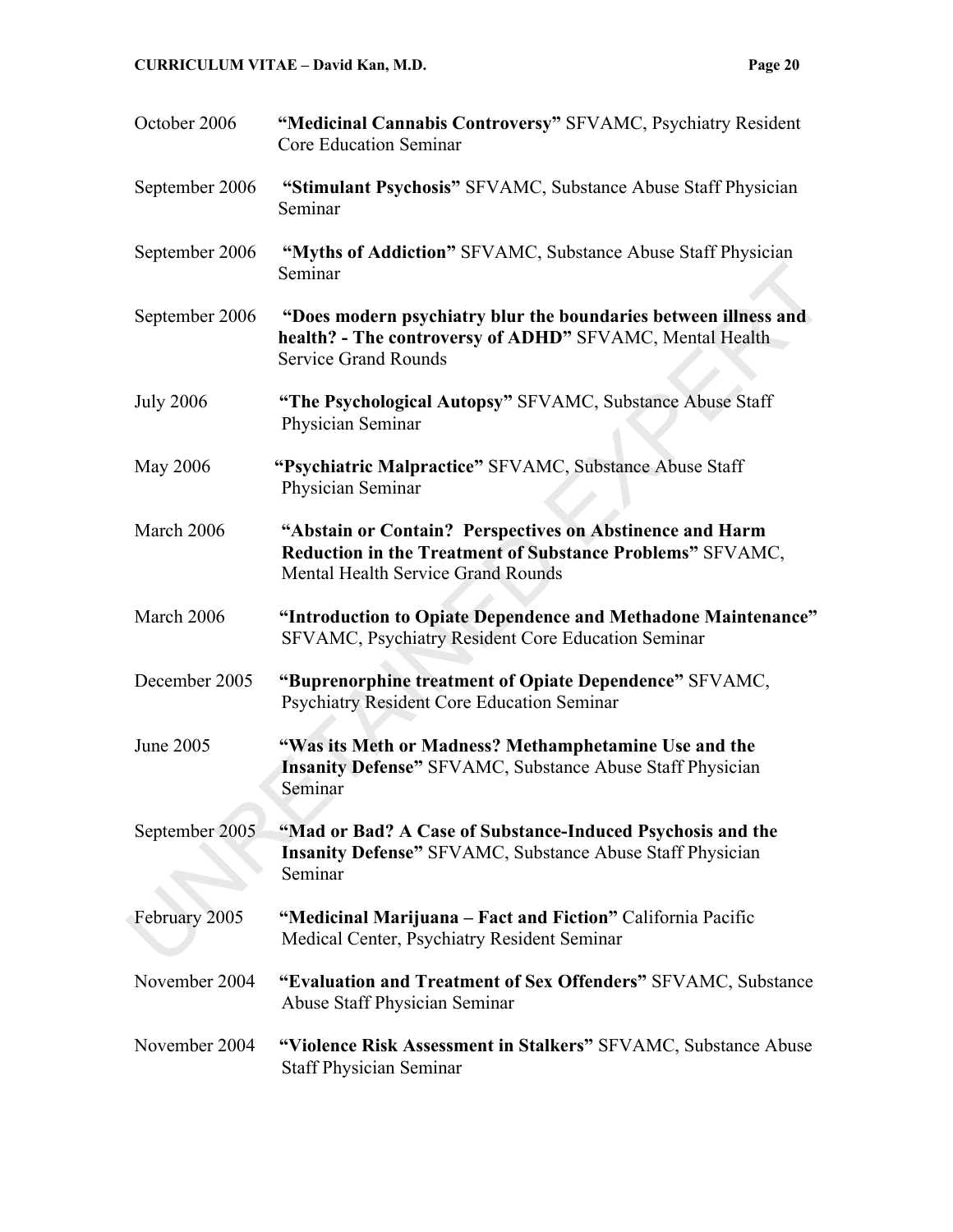October 2006 **"Medicinal Cannabis Controversy"** SFVAMC, Psychiatry Resident Core Education Seminar

September 2006 **"Stimulant Psychosis"** SFVAMC, Substance Abuse Staff Physician Seminar

September 2006 **"Myths of Addiction"** SFVAMC, Substance Abuse Staff Physician Seminar

September 2006 **"Does modern psychiatry blur the boundaries between illness and health? - The controversy of ADHD"** SFVAMC, Mental Health Service Grand Rounds

July 2006 **"The Psychological Autopsy"** SFVAMC, Substance Abuse Staff Physician Seminar

May 2006 **"Psychiatric Malpractice"** SFVAMC, Substance Abuse Staff Physician Seminar

March 2006 **"Abstain or Contain? Perspectives on Abstinence and Harm Reduction in the Treatment of Substance Problems"** SFVAMC, Mental Health Service Grand Rounds

March 2006 **"Introduction to Opiate Dependence and Methadone Maintenance"** SFVAMC, Psychiatry Resident Core Education Seminar

December 2005 **"Buprenorphine treatment of Opiate Dependence"** SFVAMC, Psychiatry Resident Core Education Seminar

June 2005 **"Was its Meth or Madness? Methamphetamine Use and the Insanity Defense"** SFVAMC, Substance Abuse Staff Physician Seminar

September 2005 **"Mad or Bad? A Case of Substance-Induced Psychosis and the Insanity Defense"** SFVAMC, Substance Abuse Staff Physician Seminar

February 2005 **"Medicinal Marijuana – Fact and Fiction"** California Pacific Medical Center, Psychiatry Resident Seminar

November 2004 **"Evaluation and Treatment of Sex Offenders"** SFVAMC, Substance Abuse Staff Physician Seminar

November 2004 **"Violence Risk Assessment in Stalkers"** SFVAMC, Substance Abuse Staff Physician Seminar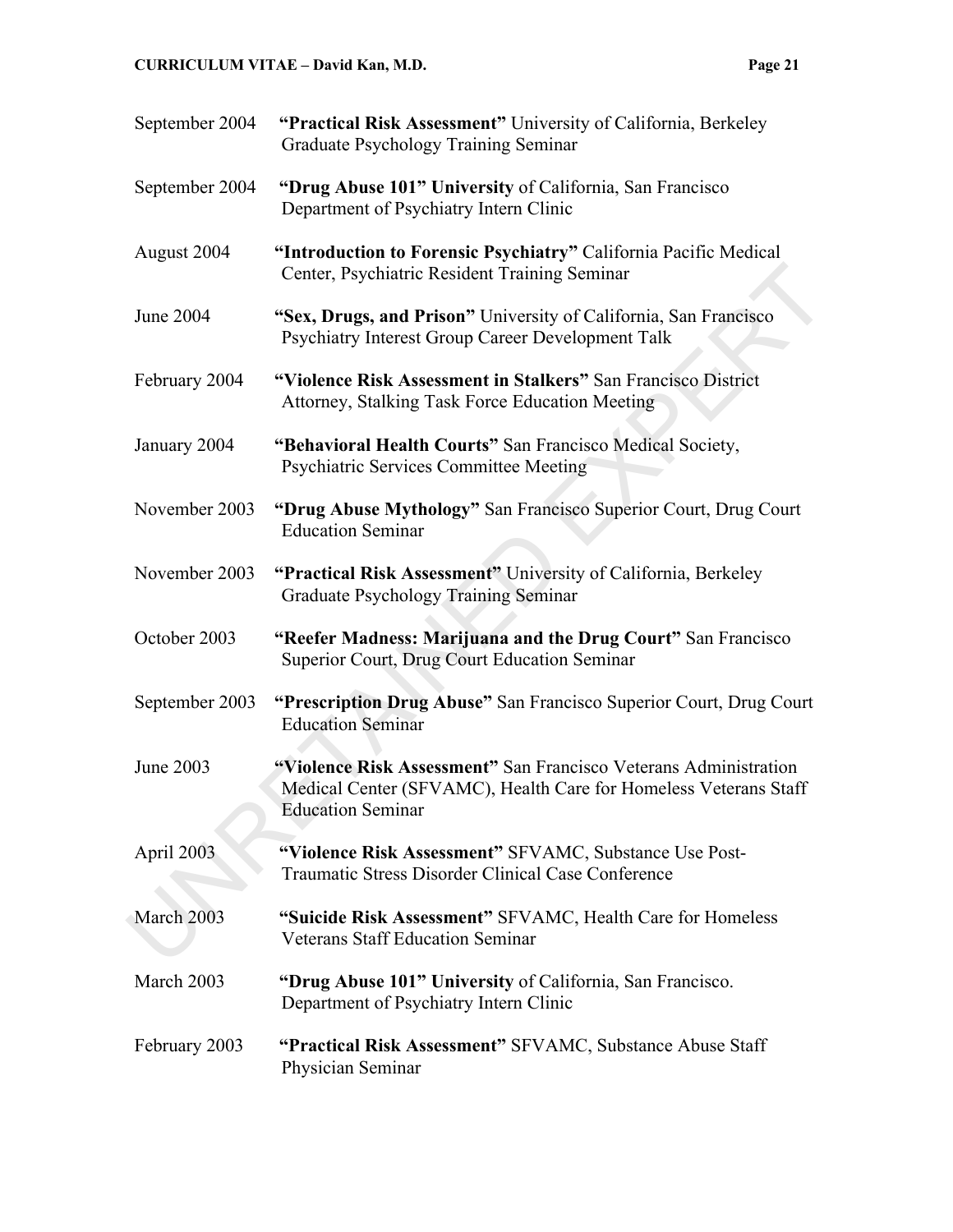September 2004 **"Practical Risk Assessment"** University of California, Berkeley Graduate Psychology Training Seminar

September 2004 **"Drug Abuse 101" University** of California, San Francisco Department of Psychiatry Intern Clinic

August 2004 **"Introduction to Forensic Psychiatry"** California Pacific Medical Center, Psychiatric Resident Training Seminar

June 2004 **"Sex, Drugs, and Prison"** University of California, San Francisco Psychiatry Interest Group Career Development Talk

February 2004 **"Violence Risk Assessment in Stalkers"** San Francisco District Attorney, Stalking Task Force Education Meeting

January 2004 **"Behavioral Health Courts"** San Francisco Medical Society, Psychiatric Services Committee Meeting

November 2003 **"Drug Abuse Mythology"** San Francisco Superior Court, Drug Court Education Seminar

November 2003 **"Practical Risk Assessment"** University of California, Berkeley Graduate Psychology Training Seminar

October 2003 **"Reefer Madness: Marijuana and the Drug Court"** San Francisco Superior Court, Drug Court Education Seminar

September 2003 **"Prescription Drug Abuse"** San Francisco Superior Court, Drug Court Education Seminar

June 2003 **"Violence Risk Assessment"** San Francisco Veterans Administration Medical Center (SFVAMC), Health Care for Homeless Veterans Staff Education Seminar

April 2003 **"Violence Risk Assessment"** SFVAMC, Substance Use Post-Traumatic Stress Disorder Clinical Case Conference

March 2003 **"Suicide Risk Assessment"** SFVAMC, Health Care for Homeless Veterans Staff Education Seminar

March 2003 **"Drug Abuse 101" University** of California, San Francisco. Department of Psychiatry Intern Clinic

February 2003 **"Practical Risk Assessment"** SFVAMC, Substance Abuse Staff Physician Seminar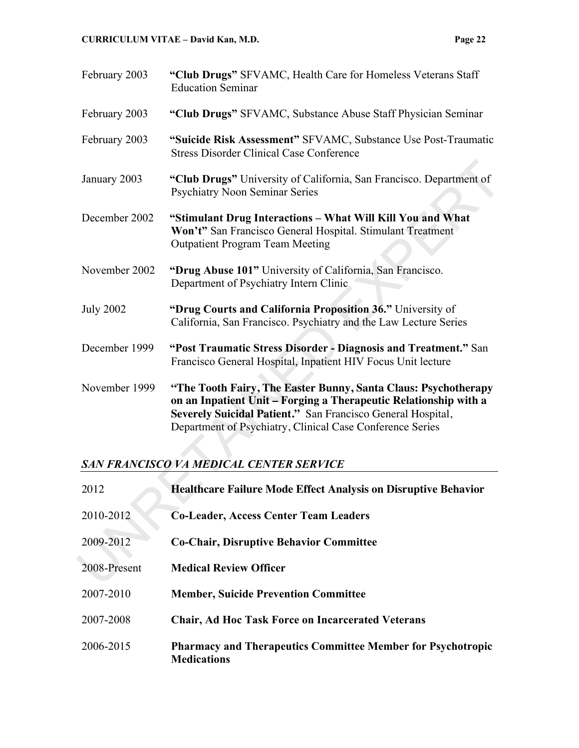February 2003 **"Club Drugs"** SFVAMC, Health Care for Homeless Veterans Staff Education Seminar

February 2003 **"Club Drugs"** SFVAMC, Substance Abuse Staff Physician Seminar

February 2003 **"Suicide Risk Assessment"** SFVAMC, Substance Use Post-Traumatic Stress Disorder Clinical Case Conference

January 2003 **"Club Drugs"** University of California, San Francisco. Department of Psychiatry Noon Seminar Series

December 2002 **"Stimulant Drug Interactions – What Will Kill You and What Won't"** San Francisco General Hospital. Stimulant Treatment Outpatient Program Team Meeting

November 2002 **"Drug Abuse 101"** University of California, San Francisco. Department of Psychiatry Intern Clinic

July 2002 **"Drug Courts and California Proposition 36."** University of California, San Francisco. Psychiatry and the Law Lecture Series

December 1999 **"Post Traumatic Stress Disorder - Diagnosis and Treatment."** San Francisco General Hospital, Inpatient HIV Focus Unit lecture

November 1999 **"The Tooth Fairy, The Easter Bunny, Santa Claus: Psychotherapy on an Inpatient Unit – Forging a Therapeutic Relationship with a Severely Suicidal Patient."** San Francisco General Hospital, Department of Psychiatry, Clinical Case Conference Series

## *SAN FRANCISCO VA MEDICAL CENTER SERVICE*

2012 **Healthcare Failure Mode Effect Analysis on Disruptive Behavior**

2010-2012 **Co-Leader, Access Center Team Leaders**

2009-2012 **Co-Chair, Disruptive Behavior Committee**

2008-Present **Medical Review Officer**

2007-2010 **Member, Suicide Prevention Committee**

2007-2008 **Chair, Ad Hoc Task Force on Incarcerated Veterans**

2006-2015 **Pharmacy and Therapeutics Committee Member for Psychotropic Medications**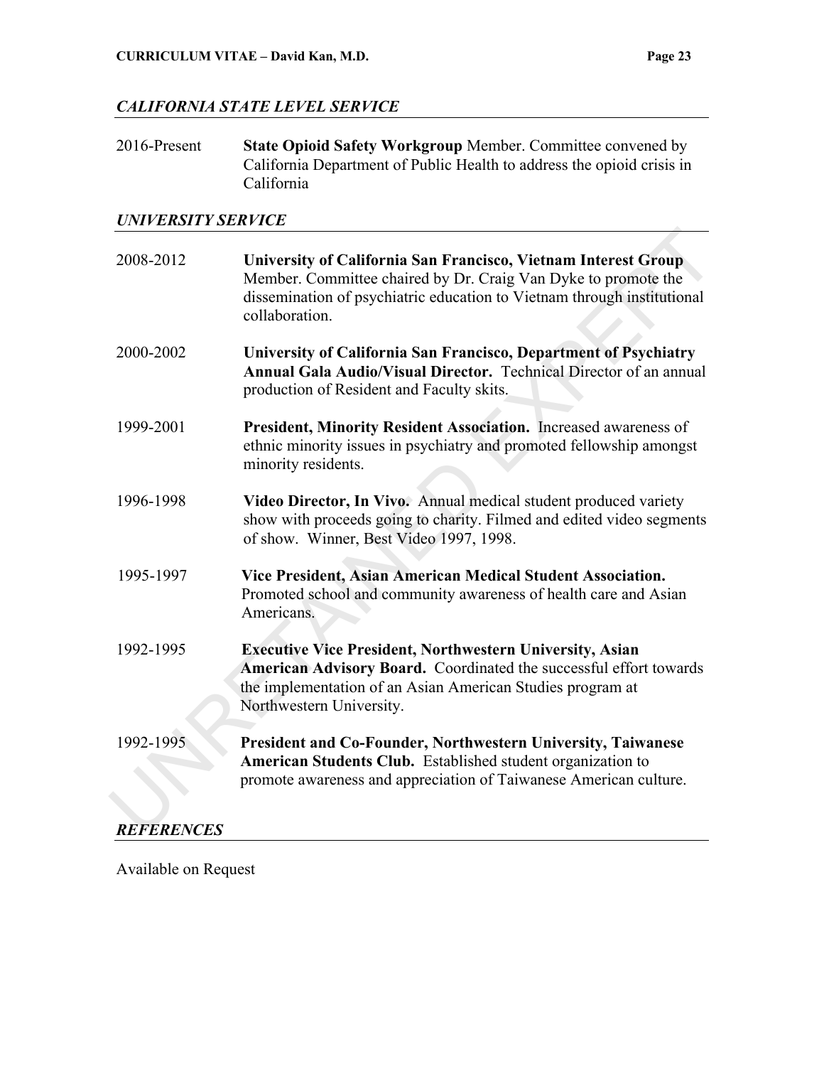## *CALIFORNIA STATE LEVEL SERVICE*

2016-Present **State Opioid Safety Workgroup** Member. Committee convened by California Department of Public Health to address the opioid crisis in California

## *UNIVERSITY SERVICE*

2008-2012 **University of California San Francisco, Vietnam Interest Group** Member. Committee chaired by Dr. Craig Van Dyke to promote the dissemination of psychiatric education to Vietnam through institutional collaboration.

2000-2002 **University of California San Francisco, Department of Psychiatry Annual Gala Audio/Visual Director.** Technical Director of an annual production of Resident and Faculty skits.

1999-2001 **President, Minority Resident Association.** Increased awareness of ethnic minority issues in psychiatry and promoted fellowship amongst minority residents.

1996-1998 **Video Director, In Vivo.** Annual medical student produced variety show with proceeds going to charity. Filmed and edited video segments of show. Winner, Best Video 1997, 1998.

1995-1997 **Vice President, Asian American Medical Student Association.** Promoted school and community awareness of health care and Asian Americans.

1992-1995 **Executive Vice President, Northwestern University, Asian American Advisory Board.** Coordinated the successful effort towards the implementation of an Asian American Studies program at Northwestern University.

1992-1995 **President and Co-Founder, Northwestern University, Taiwanese American Students Club.** Established student organization to promote awareness and appreciation of Taiwanese American culture.

## *REFERENCES*

Available on Request